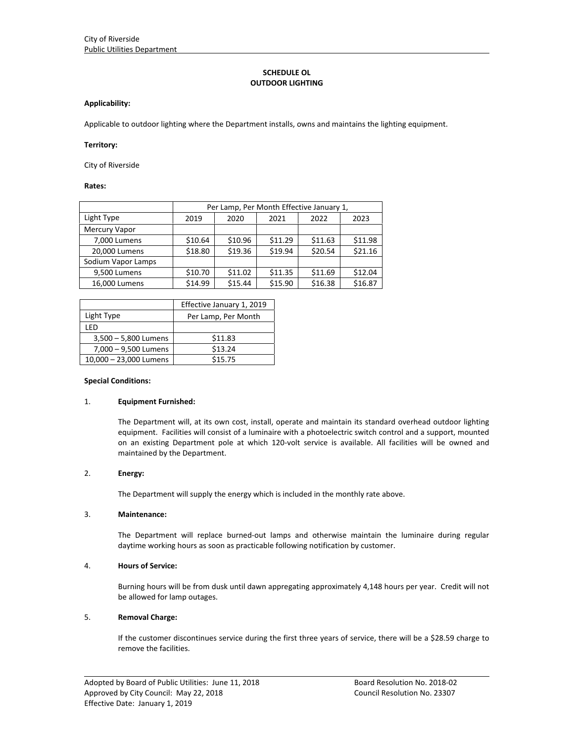City of Riverside
Public Utilities Department

## SCHEDULE OL
## OUTDOOR LIGHTING

**Applicability:**

Applicable to outdoor lighting where the Department installs, owns and maintains the lighting equipment.

**Territory:**

City of Riverside

**Rates:**

| | Per Lamp, Per Month Effective January 1, | | | | |
|---|---|---|---|---|---|
| Light Type | 2019 | 2020 | 2021 | 2022 | 2023 |
| Mercury Vapor | | | | | |
| 7,000 Lumens | $10.64 | $10.96 | $11.29 | $11.63 | $11.98 |
| 20,000 Lumens | $18.80 | $19.36 | $19.94 | $20.54 | $21.16 |
| Sodium Vapor Lamps | | | | | |
| 9,500 Lumens | $10.70 | $11.02 | $11.35 | $11.69 | $12.04 |
| 16,000 Lumens | $14.99 | $15.44 | $15.90 | $16.38 | $16.87 |

| | Effective January 1, 2019 |
|---|---|
| Light Type | Per Lamp, Per Month |
| LED | |
| 3,500 – 5,800 Lumens | $11.83 |
| 7,000 – 9,500 Lumens | $13.24 |
| 10,000 – 23,000 Lumens | $15.75 |

**Special Conditions:**

1. **Equipment Furnished:**

   The Department will, at its own cost, install, operate and maintain its standard overhead outdoor lighting equipment. Facilities will consist of a luminaire with a photoelectric switch control and a support, mounted on an existing Department pole at which 120-volt service is available. All facilities will be owned and maintained by the Department.

2. **Energy:**

   The Department will supply the energy which is included in the monthly rate above.

3. **Maintenance:**

   The Department will replace burned-out lamps and otherwise maintain the luminaire during regular daytime working hours as soon as practicable following notification by customer.

4. **Hours of Service:**

   Burning hours will be from dusk until dawn appregating approximately 4,148 hours per year. Credit will not be allowed for lamp outages.

5. **Removal Charge:**

   If the customer discontinues service during the first three years of service, there will be a $28.59 charge to remove the facilities.

Adopted by Board of Public Utilities: June 11, 2018 — Board Resolution No. 2018-02
Approved by City Council: May 22, 2018 — Council Resolution No. 23307
Effective Date: January 1, 2019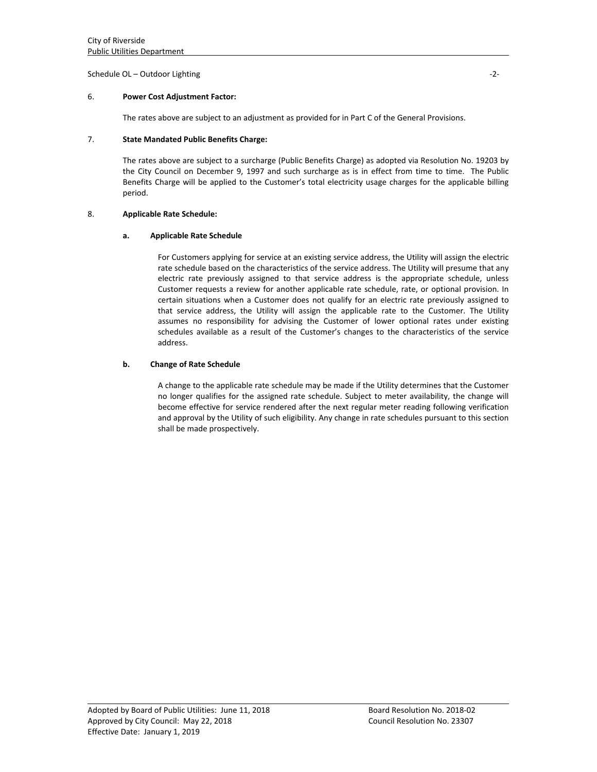6. **Power Cost Adjustment Factor:**

The rates above are subject to an adjustment as provided for in Part C of the General Provisions.

7. **State Mandated Public Benefits Charge:**

The rates above are subject to a surcharge (Public Benefits Charge) as adopted via Resolution No. 19203 by the City Council on December 9, 1997 and such surcharge as is in effect from time to time. The Public Benefits Charge will be applied to the Customer's total electricity usage charges for the applicable billing period.

8. **Applicable Rate Schedule:**

**a. Applicable Rate Schedule**

For Customers applying for service at an existing service address, the Utility will assign the electric rate schedule based on the characteristics of the service address. The Utility will presume that any electric rate previously assigned to that service address is the appropriate schedule, unless Customer requests a review for another applicable rate schedule, rate, or optional provision. In certain situations when a Customer does not qualify for an electric rate previously assigned to that service address, the Utility will assign the applicable rate to the Customer. The Utility assumes no responsibility for advising the Customer of lower optional rates under existing schedules available as a result of the Customer's changes to the characteristics of the service address.

**b. Change of Rate Schedule**

A change to the applicable rate schedule may be made if the Utility determines that the Customer no longer qualifies for the assigned rate schedule. Subject to meter availability, the change will become effective for service rendered after the next regular meter reading following verification and approval by the Utility of such eligibility. Any change in rate schedules pursuant to this section shall be made prospectively.